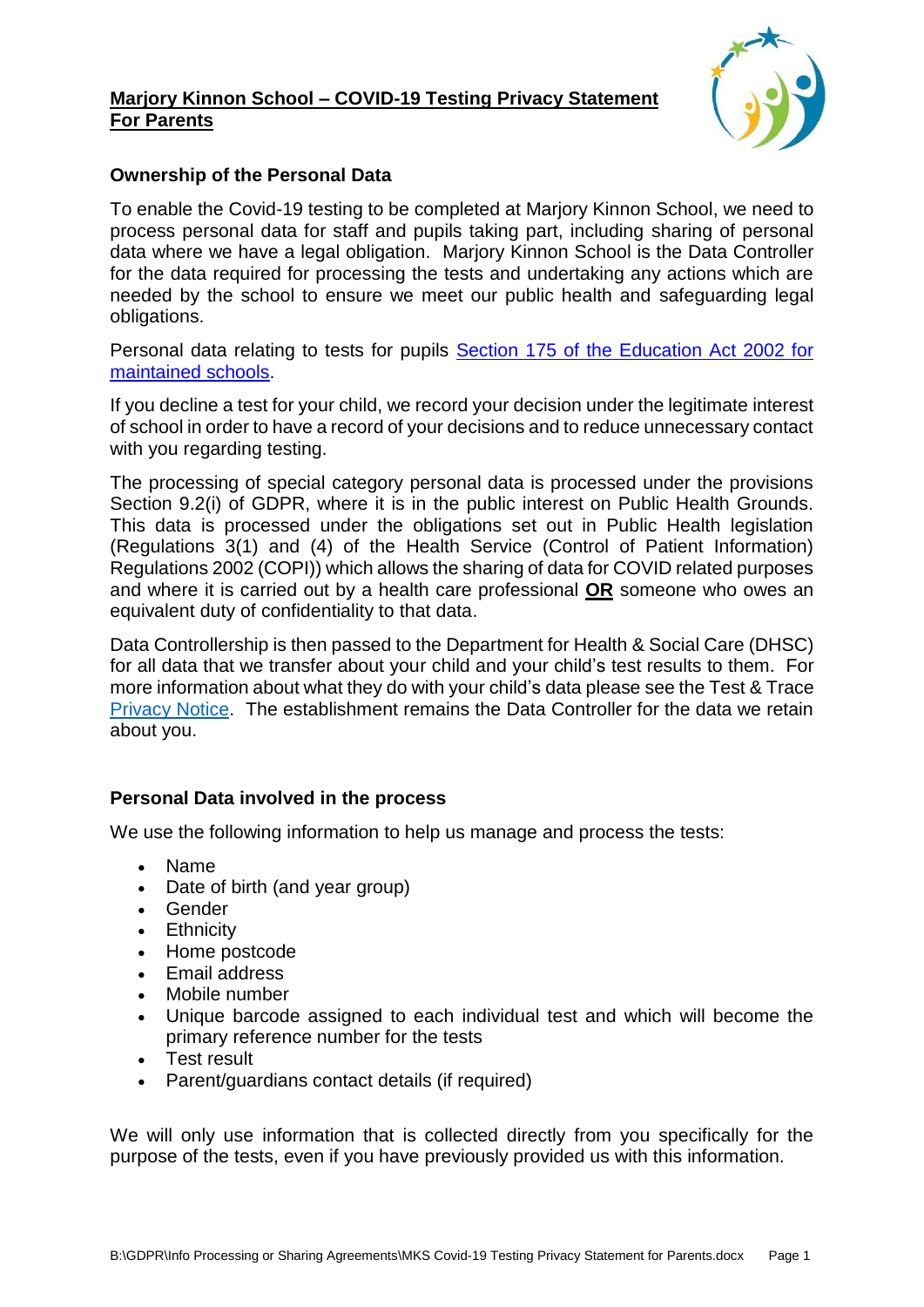# Marjory Kinnon School – COVID-19 Testing Privacy Statement For Parents

## Ownership of the Personal Data

To enable the Covid-19 testing to be completed at Marjory Kinnon School, we need to process personal data for staff and pupils taking part, including sharing of personal data where we have a legal obligation. Marjory Kinnon School is the Data Controller for the data required for processing the tests and undertaking any actions which are needed by the school to ensure we meet our public health and safeguarding legal obligations.

Personal data relating to tests for pupils [Section 175 of the Education Act 2002 for maintained schools].

If you decline a test for your child, we record your decision under the legitimate interest of school in order to have a record of your decisions and to reduce unnecessary contact with you regarding testing.

The processing of special category personal data is processed under the provisions Section 9.2(i) of GDPR, where it is in the public interest on Public Health Grounds. This data is processed under the obligations set out in Public Health legislation (Regulations 3(1) and (4) of the Health Service (Control of Patient Information) Regulations 2002 (COPI)) which allows the sharing of data for COVID related purposes and where it is carried out by a health care professional **OR** someone who owes an equivalent duty of confidentiality to that data.

Data Controllership is then passed to the Department for Health & Social Care (DHSC) for all data that we transfer about your child and your child's test results to them. For more information about what they do with your child's data please see the Test & Trace [Privacy Notice]. The establishment remains the Data Controller for the data we retain about you.

## Personal Data involved in the process

We use the following information to help us manage and process the tests:

- Name
- Date of birth (and year group)
- Gender
- Ethnicity
- Home postcode
- Email address
- Mobile number
- Unique barcode assigned to each individual test and which will become the primary reference number for the tests
- Test result
- Parent/guardians contact details (if required)

We will only use information that is collected directly from you specifically for the purpose of the tests, even if you have previously provided us with this information.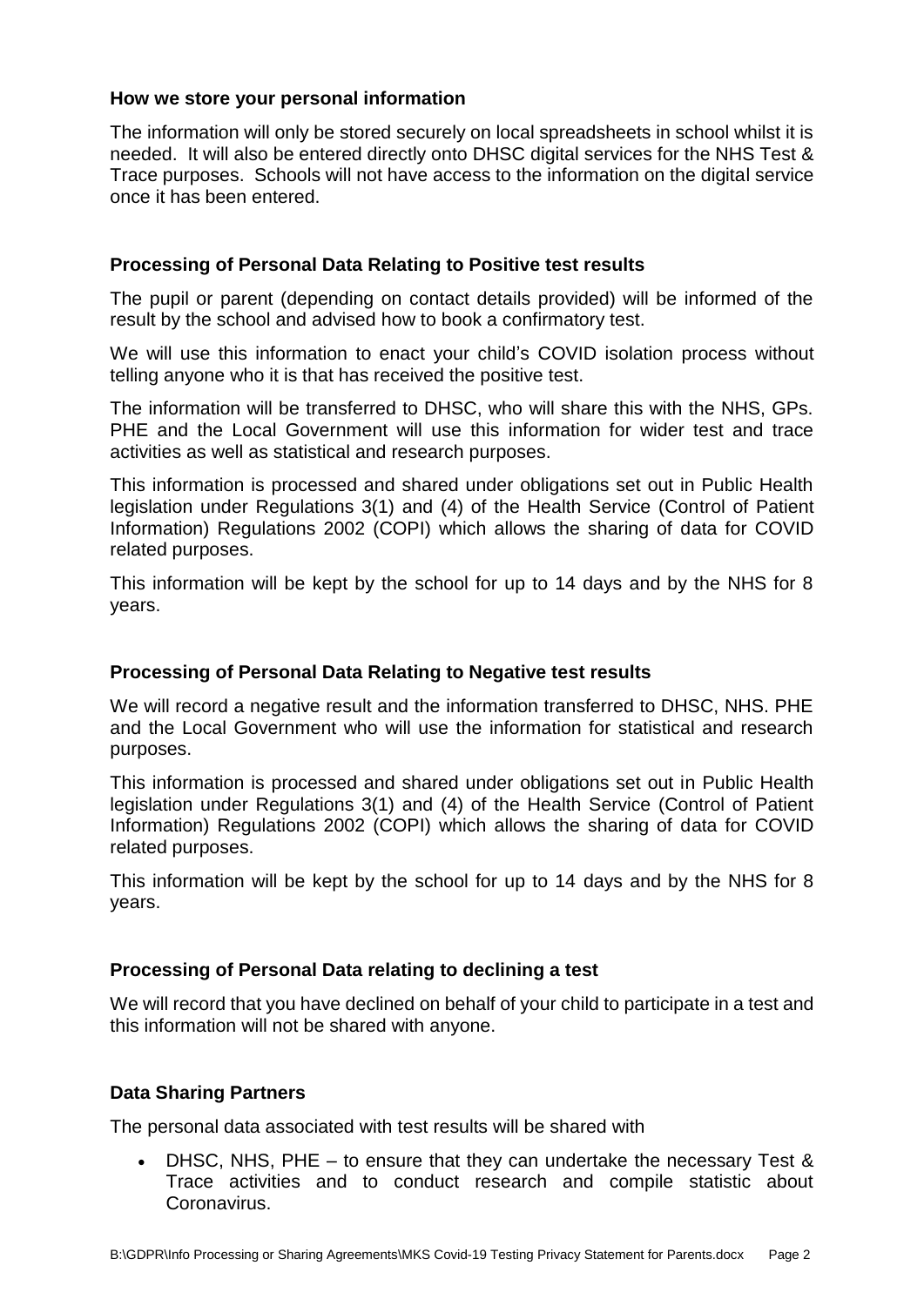### How we store your personal information

The information will only be stored securely on local spreadsheets in school whilst it is needed. It will also be entered directly onto DHSC digital services for the NHS Test & Trace purposes. Schools will not have access to the information on the digital service once it has been entered.

### Processing of Personal Data Relating to Positive test results

The pupil or parent (depending on contact details provided) will be informed of the result by the school and advised how to book a confirmatory test.

We will use this information to enact your child's COVID isolation process without telling anyone who it is that has received the positive test.

The information will be transferred to DHSC, who will share this with the NHS, GPs. PHE and the Local Government will use this information for wider test and trace activities as well as statistical and research purposes.

This information is processed and shared under obligations set out in Public Health legislation under Regulations 3(1) and (4) of the Health Service (Control of Patient Information) Regulations 2002 (COPI) which allows the sharing of data for COVID related purposes.

This information will be kept by the school for up to 14 days and by the NHS for 8 years.

### Processing of Personal Data Relating to Negative test results

We will record a negative result and the information transferred to DHSC, NHS. PHE and the Local Government who will use the information for statistical and research purposes.

This information is processed and shared under obligations set out in Public Health legislation under Regulations 3(1) and (4) of the Health Service (Control of Patient Information) Regulations 2002 (COPI) which allows the sharing of data for COVID related purposes.

This information will be kept by the school for up to 14 days and by the NHS for 8 years.

### Processing of Personal Data relating to declining a test

We will record that you have declined on behalf of your child to participate in a test and this information will not be shared with anyone.

### Data Sharing Partners

The personal data associated with test results will be shared with

- DHSC, NHS, PHE – to ensure that they can undertake the necessary Test & Trace activities and to conduct research and compile statistic about Coronavirus.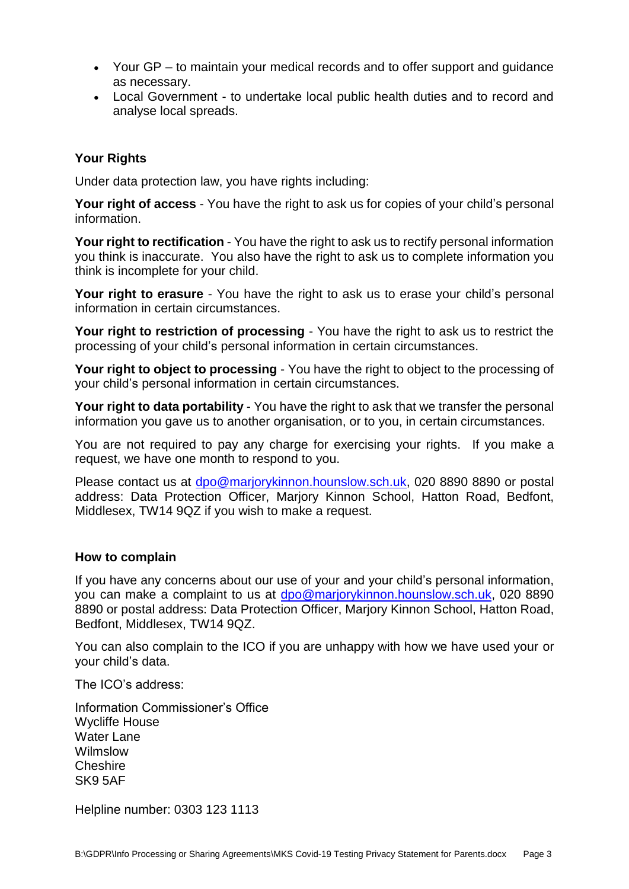- Your GP – to maintain your medical records and to offer support and guidance as necessary.
- Local Government - to undertake local public health duties and to record and analyse local spreads.

**Your Rights**

Under data protection law, you have rights including:

**Your right of access** - You have the right to ask us for copies of your child's personal information.

**Your right to rectification** - You have the right to ask us to rectify personal information you think is inaccurate. You also have the right to ask us to complete information you think is incomplete for your child.

**Your right to erasure** - You have the right to ask us to erase your child's personal information in certain circumstances.

**Your right to restriction of processing** - You have the right to ask us to restrict the processing of your child's personal information in certain circumstances.

**Your right to object to processing** - You have the right to object to the processing of your child's personal information in certain circumstances.

**Your right to data portability** - You have the right to ask that we transfer the personal information you gave us to another organisation, or to you, in certain circumstances.

You are not required to pay any charge for exercising your rights. If you make a request, we have one month to respond to you.

Please contact us at dpo@marjorykinnon.hounslow.sch.uk, 020 8890 8890 or postal address: Data Protection Officer, Marjory Kinnon School, Hatton Road, Bedfont, Middlesex, TW14 9QZ if you wish to make a request.

**How to complain**

If you have any concerns about our use of your and your child's personal information, you can make a complaint to us at dpo@marjorykinnon.hounslow.sch.uk, 020 8890 8890 or postal address: Data Protection Officer, Marjory Kinnon School, Hatton Road, Bedfont, Middlesex, TW14 9QZ.

You can also complain to the ICO if you are unhappy with how we have used your or your child's data.

The ICO's address:

Information Commissioner's Office
Wycliffe House
Water Lane
Wilmslow
Cheshire
SK9 5AF

Helpline number: 0303 123 1113